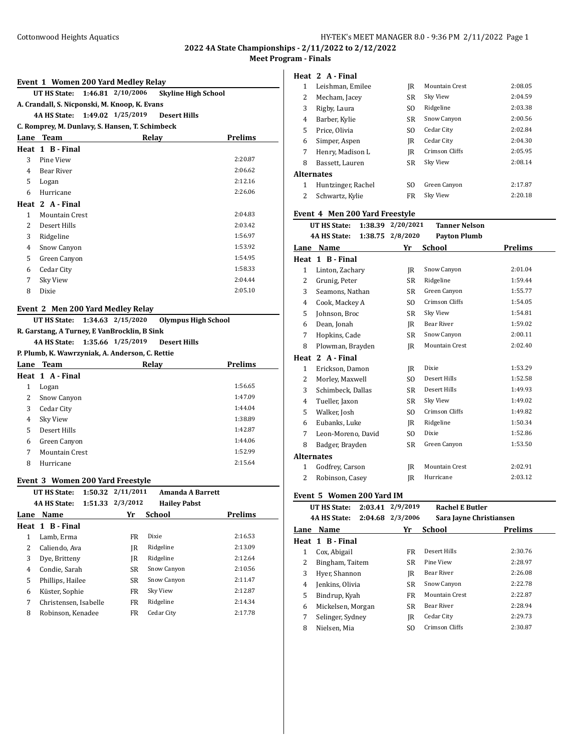2022 4A State Championships - 2/11/2022 to 2/12/2022

Meet Program - Finals

## Event 1 Women 200 Yard Medley Relay

UT HS State: 1:46.81 2/10/2006 Skyline High School
A. Crandall, S. Nicponski, M. Knoop, K. Evans

4A HS State: 1:49.02 1/25/2019 Desert Hills
C. Romprey, M. Dunlavy, S. Hansen, T. Schimbeck

| Lane | Team | Relay | Prelims |
|---|---|---|---|
| **Heat 1 B - Final** | | | |
| 3 | Pine View | | 2:20.87 |
| 4 | Bear River | | 2:06.62 |
| 5 | Logan | | 2:12.16 |
| 6 | Hurricane | | 2:26.06 |
| **Heat 2 A - Final** | | | |
| 1 | Mountain Crest | | 2:04.83 |
| 2 | Desert Hills | | 2:03.42 |
| 3 | Ridgeline | | 1:56.97 |
| 4 | Snow Canyon | | 1:53.92 |
| 5 | Green Canyon | | 1:54.95 |
| 6 | Cedar City | | 1:58.33 |
| 7 | Sky View | | 2:04.44 |
| 8 | Dixie | | 2:05.10 |

## Event 2 Men 200 Yard Medley Relay

UT HS State: 1:34.63 2/15/2020 Olympus High School
R. Garstang, A Turney, E VanBrocklin, B Sink

4A HS State: 1:35.66 1/25/2019 Desert Hills
P. Plumb, K. Wawrzyniak, A. Anderson, C. Rettie

| Lane | Team | Relay | Prelims |
|---|---|---|---|
| **Heat 1 A - Final** | | | |
| 1 | Logan | | 1:56.65 |
| 2 | Snow Canyon | | 1:47.09 |
| 3 | Cedar City | | 1:44.04 |
| 4 | Sky View | | 1:38.89 |
| 5 | Desert Hills | | 1:42.87 |
| 6 | Green Canyon | | 1:44.06 |
| 7 | Mountain Crest | | 1:52.99 |
| 8 | Hurricane | | 2:15.64 |

## Event 3 Women 200 Yard Freestyle

UT HS State: 1:50.32 2/11/2011 Amanda A Barrett

4A HS State: 1:51.33 2/3/2012 Hailey Pabst

| Lane | Name | Yr | School | Prelims |
|---|---|---|---|---|
| **Heat 1 B - Final** | | | | |
| 1 | Lamb, Erma | FR | Dixie | 2:16.53 |
| 2 | Caliendo, Ava | JR | Ridgeline | 2:13.09 |
| 3 | Dye, Britteny | JR | Ridgeline | 2:12.64 |
| 4 | Condie, Sarah | SR | Snow Canyon | 2:10.56 |
| 5 | Phillips, Hailee | SR | Snow Canyon | 2:11.47 |
| 6 | Küster, Sophie | FR | Sky View | 2:12.87 |
| 7 | Christensen, Isabelle | FR | Ridgeline | 2:14.34 |
| 8 | Robinson, Kenadee | FR | Cedar City | 2:17.78 |
| **Heat 2 A - Final** | | | | |
| 1 | Leishman, Emilee | JR | Mountain Crest | 2:08.05 |
| 2 | Mecham, Jacey | SR | Sky View | 2:04.59 |
| 3 | Rigby, Laura | SO | Ridgeline | 2:03.38 |
| 4 | Barber, Kylie | SR | Snow Canyon | 2:00.56 |
| 5 | Price, Olivia | SO | Cedar City | 2:02.84 |
| 6 | Simper, Aspen | JR | Cedar City | 2:04.30 |
| 7 | Henry, Madison L | JR | Crimson Cliffs | 2:05.95 |
| 8 | Bassett, Lauren | SR | Sky View | 2:08.14 |
| **Alternates** | | | | |
| 1 | Huntzinger, Rachel | SO | Green Canyon | 2:17.87 |
| 2 | Schwartz, Kylie | FR | Sky View | 2:20.18 |

## Event 4 Men 200 Yard Freestyle

UT HS State: 1:38.39 2/20/2021 Tanner Nelson

4A HS State: 1:38.75 2/8/2020 Payton Plumb

| Lane | Name | Yr | School | Prelims |
|---|---|---|---|---|
| **Heat 1 B - Final** | | | | |
| 1 | Linton, Zachary | JR | Snow Canyon | 2:01.04 |
| 2 | Grunig, Peter | SR | Ridgeline | 1:59.44 |
| 3 | Seamons, Nathan | SR | Green Canyon | 1:55.77 |
| 4 | Cook, Mackey A | SO | Crimson Cliffs | 1:54.05 |
| 5 | Johnson, Broc | SR | Sky View | 1:54.81 |
| 6 | Dean, Jonah | JR | Bear River | 1:59.02 |
| 7 | Hopkins, Cade | SR | Snow Canyon | 2:00.11 |
| 8 | Plowman, Brayden | JR | Mountain Crest | 2:02.40 |
| **Heat 2 A - Final** | | | | |
| 1 | Erickson, Damon | JR | Dixie | 1:53.29 |
| 2 | Morley, Maxwell | SO | Desert Hills | 1:52.58 |
| 3 | Schimbeck, Dallas | SR | Desert Hills | 1:49.93 |
| 4 | Tueller, Jaxon | SR | Sky View | 1:49.02 |
| 5 | Walker, Josh | SO | Crimson Cliffs | 1:49.82 |
| 6 | Eubanks, Luke | JR | Ridgeline | 1:50.34 |
| 7 | Leon-Moreno, David | SO | Dixie | 1:52.86 |
| 8 | Badger, Brayden | SR | Green Canyon | 1:53.50 |
| **Alternates** | | | | |
| 1 | Godfrey, Carson | JR | Mountain Crest | 2:02.91 |
| 2 | Robinson, Casey | JR | Hurricane | 2:03.12 |

## Event 5 Women 200 Yard IM

UT HS State: 2:03.41 2/9/2019 Rachel E Butler

4A HS State: 2:04.68 2/3/2006 Sara Jayne Christiansen

| Lane | Name | Yr | School | Prelims |
|---|---|---|---|---|
| **Heat 1 B - Final** | | | | |
| 1 | Cox, Abigail | FR | Desert Hills | 2:30.76 |
| 2 | Bingham, Taitem | SR | Pine View | 2:28.97 |
| 3 | Hyer, Shannon | JR | Bear River | 2:26.08 |
| 4 | Jenkins, Olivia | SR | Snow Canyon | 2:22.78 |
| 5 | Bindrup, Kyah | FR | Mountain Crest | 2:22.87 |
| 6 | Mickelsen, Morgan | SR | Bear River | 2:28.94 |
| 7 | Selinger, Sydney | JR | Cedar City | 2:29.73 |
| 8 | Nielsen, Mia | SO | Crimson Cliffs | 2:30.87 |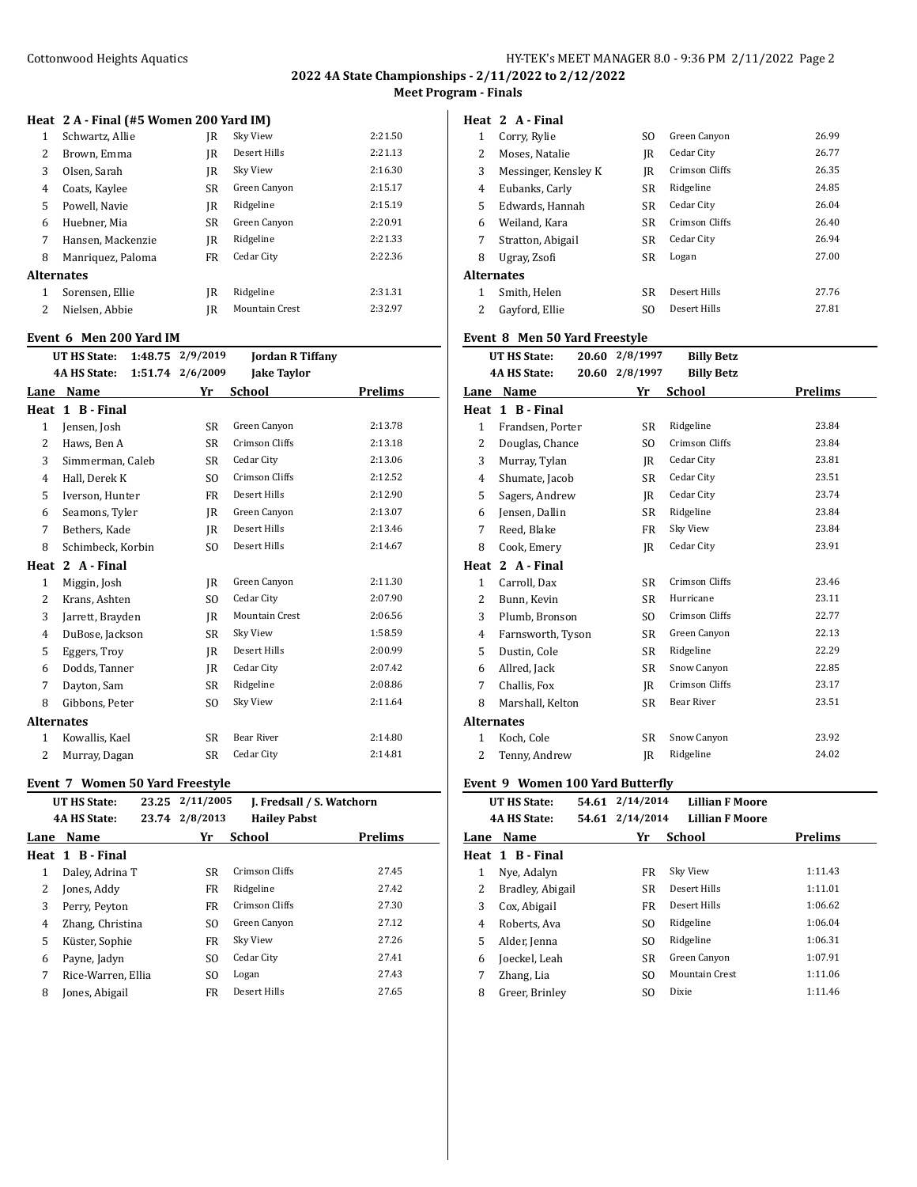2022 4A State Championships - 2/11/2022 to 2/12/2022

Meet Program - Finals

**Heat 2 A - Final (#5 Women 200 Yard IM)**

| Lane | Name | Yr | School | Prelims |
|---|---|---|---|---|
| 1 | Schwartz, Allie | JR | Sky View | 2:21.50 |
| 2 | Brown, Emma | JR | Desert Hills | 2:21.13 |
| 3 | Olsen, Sarah | JR | Sky View | 2:16.30 |
| 4 | Coats, Kaylee | SR | Green Canyon | 2:15.17 |
| 5 | Powell, Navie | JR | Ridgeline | 2:15.19 |
| 6 | Huebner, Mia | SR | Green Canyon | 2:20.91 |
| 7 | Hansen, Mackenzie | JR | Ridgeline | 2:21.33 |
| 8 | Manriquez, Paloma | FR | Cedar City | 2:22.36 |
| **Alternates** | | | | |
| 1 | Sorensen, Ellie | JR | Ridgeline | 2:31.31 |
| 2 | Nielsen, Abbie | JR | Mountain Crest | 2:32.97 |

### Event 6 Men 200 Yard IM

UT HS State: 1:48.75 2/9/2019 **Jordan R Tiffany**
4A HS State: 1:51.74 2/6/2009 **Jake Taylor**

| Lane | Name | Yr | School | Prelims |
|---|---|---|---|---|
| **Heat 1 B - Final** | | | | |
| 1 | Jensen, Josh | SR | Green Canyon | 2:13.78 |
| 2 | Haws, Ben A | SR | Crimson Cliffs | 2:13.18 |
| 3 | Simmerman, Caleb | SR | Cedar City | 2:13.06 |
| 4 | Hall, Derek K | SO | Crimson Cliffs | 2:12.52 |
| 5 | Iverson, Hunter | FR | Desert Hills | 2:12.90 |
| 6 | Seamons, Tyler | JR | Green Canyon | 2:13.07 |
| 7 | Bethers, Kade | JR | Desert Hills | 2:13.46 |
| 8 | Schimbeck, Korbin | SO | Desert Hills | 2:14.67 |
| **Heat 2 A - Final** | | | | |
| 1 | Miggin, Josh | JR | Green Canyon | 2:11.30 |
| 2 | Krans, Ashten | SO | Cedar City | 2:07.90 |
| 3 | Jarrett, Brayden | JR | Mountain Crest | 2:06.56 |
| 4 | DuBose, Jackson | SR | Sky View | 1:58.59 |
| 5 | Eggers, Troy | JR | Desert Hills | 2:00.99 |
| 6 | Dodds, Tanner | JR | Cedar City | 2:07.42 |
| 7 | Dayton, Sam | SR | Ridgeline | 2:08.86 |
| 8 | Gibbons, Peter | SO | Sky View | 2:11.64 |
| **Alternates** | | | | |
| 1 | Kowallis, Kael | SR | Bear River | 2:14.80 |
| 2 | Murray, Dagan | SR | Cedar City | 2:14.81 |

### Event 7 Women 50 Yard Freestyle

UT HS State: 23.25 2/11/2005 **J. Fredsall / S. Watchorn**
4A HS State: 23.74 2/8/2013 **Hailey Pabst**

| Lane | Name | Yr | School | Prelims |
|---|---|---|---|---|
| **Heat 1 B - Final** | | | | |
| 1 | Daley, Adrina T | SR | Crimson Cliffs | 27.45 |
| 2 | Jones, Addy | FR | Ridgeline | 27.42 |
| 3 | Perry, Peyton | FR | Crimson Cliffs | 27.30 |
| 4 | Zhang, Christina | SO | Green Canyon | 27.12 |
| 5 | Küster, Sophie | FR | Sky View | 27.26 |
| 6 | Payne, Jadyn | SO | Cedar City | 27.41 |
| 7 | Rice-Warren, Ellia | SO | Logan | 27.43 |
| 8 | Jones, Abigail | FR | Desert Hills | 27.65 |
| **Heat 2 A - Final** | | | | |
| 1 | Corry, Rylie | SO | Green Canyon | 26.99 |
| 2 | Moses, Natalie | JR | Cedar City | 26.77 |
| 3 | Messinger, Kensley K | JR | Crimson Cliffs | 26.35 |
| 4 | Eubanks, Carly | SR | Ridgeline | 24.85 |
| 5 | Edwards, Hannah | SR | Cedar City | 26.04 |
| 6 | Weiland, Kara | SR | Crimson Cliffs | 26.40 |
| 7 | Stratton, Abigail | SR | Cedar City | 26.94 |
| 8 | Ugray, Zsofi | SR | Logan | 27.00 |
| **Alternates** | | | | |
| 1 | Smith, Helen | SR | Desert Hills | 27.76 |
| 2 | Gayford, Ellie | SO | Desert Hills | 27.81 |

### Event 8 Men 50 Yard Freestyle

UT HS State: 20.60 2/8/1997 **Billy Betz**
4A HS State: 20.60 2/8/1997 **Billy Betz**

| Lane | Name | Yr | School | Prelims |
|---|---|---|---|---|
| **Heat 1 B - Final** | | | | |
| 1 | Frandsen, Porter | SR | Ridgeline | 23.84 |
| 2 | Douglas, Chance | SO | Crimson Cliffs | 23.84 |
| 3 | Murray, Tylan | JR | Cedar City | 23.81 |
| 4 | Shumate, Jacob | SR | Cedar City | 23.51 |
| 5 | Sagers, Andrew | JR | Cedar City | 23.74 |
| 6 | Jensen, Dallin | SR | Ridgeline | 23.84 |
| 7 | Reed, Blake | FR | Sky View | 23.84 |
| 8 | Cook, Emery | JR | Cedar City | 23.91 |
| **Heat 2 A - Final** | | | | |
| 1 | Carroll, Dax | SR | Crimson Cliffs | 23.46 |
| 2 | Bunn, Kevin | SR | Hurricane | 23.11 |
| 3 | Plumb, Bronson | SO | Crimson Cliffs | 22.77 |
| 4 | Farnsworth, Tyson | SR | Green Canyon | 22.13 |
| 5 | Dustin, Cole | SR | Ridgeline | 22.29 |
| 6 | Allred, Jack | SR | Snow Canyon | 22.85 |
| 7 | Challis, Fox | JR | Crimson Cliffs | 23.17 |
| 8 | Marshall, Kelton | SR | Bear River | 23.51 |
| **Alternates** | | | | |
| 1 | Koch, Cole | SR | Snow Canyon | 23.92 |
| 2 | Tenny, Andrew | JR | Ridgeline | 24.02 |

### Event 9 Women 100 Yard Butterfly

UT HS State: 54.61 2/14/2014 **Lillian F Moore**
4A HS State: 54.61 2/14/2014 **Lillian F Moore**

| Lane | Name | Yr | School | Prelims |
|---|---|---|---|---|
| **Heat 1 B - Final** | | | | |
| 1 | Nye, Adalyn | FR | Sky View | 1:11.43 |
| 2 | Bradley, Abigail | SR | Desert Hills | 1:11.01 |
| 3 | Cox, Abigail | FR | Desert Hills | 1:06.62 |
| 4 | Roberts, Ava | SO | Ridgeline | 1:06.04 |
| 5 | Alder, Jenna | SO | Ridgeline | 1:06.31 |
| 6 | Joeckel, Leah | SR | Green Canyon | 1:07.91 |
| 7 | Zhang, Lia | SO | Mountain Crest | 1:11.06 |
| 8 | Greer, Brinley | SO | Dixie | 1:11.46 |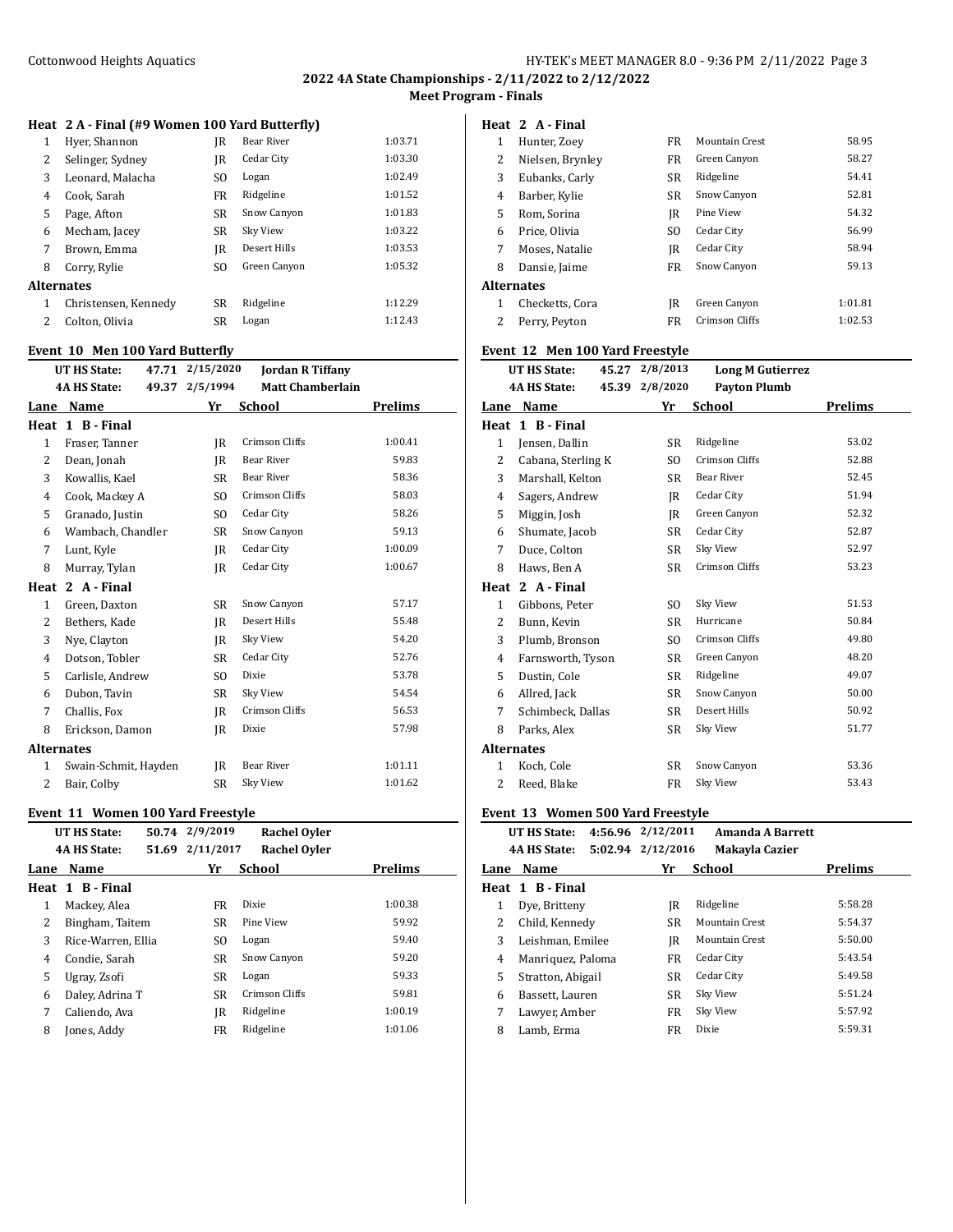### Heat 2 A - Final (#9 Women 100 Yard Butterfly)

| Lane | Name | Yr | School | Prelims |
|---|---|---|---|---|
| 1 | Hyer, Shannon | JR | Bear River | 1:03.71 |
| 2 | Selinger, Sydney | JR | Cedar City | 1:03.30 |
| 3 | Leonard, Malacha | SO | Logan | 1:02.49 |
| 4 | Cook, Sarah | FR | Ridgeline | 1:01.52 |
| 5 | Page, Afton | SR | Snow Canyon | 1:01.83 |
| 6 | Mecham, Jacey | SR | Sky View | 1:03.22 |
| 7 | Brown, Emma | JR | Desert Hills | 1:03.53 |
| 8 | Corry, Rylie | SO | Green Canyon | 1:05.32 |
| **Alternates** | | | | |
| 1 | Christensen, Kennedy | SR | Ridgeline | 1:12.29 |
| 2 | Colton, Olivia | SR | Logan | 1:12.43 |

### Event 10 Men 100 Yard Butterfly

**UT HS State:** 47.71 2/15/2020 **Jordan R Tiffany**
**4A HS State:** 49.37 2/5/1994 **Matt Chamberlain**

| Lane | Name | Yr | School | Prelims |
|---|---|---|---|---|
| **Heat 1 B - Final** | | | | |
| 1 | Fraser, Tanner | JR | Crimson Cliffs | 1:00.41 |
| 2 | Dean, Jonah | JR | Bear River | 59.83 |
| 3 | Kowallis, Kael | SR | Bear River | 58.36 |
| 4 | Cook, Mackey A | SO | Crimson Cliffs | 58.03 |
| 5 | Granado, Justin | SO | Cedar City | 58.26 |
| 6 | Wambach, Chandler | SR | Snow Canyon | 59.13 |
| 7 | Lunt, Kyle | JR | Cedar City | 1:00.09 |
| 8 | Murray, Tylan | JR | Cedar City | 1:00.67 |
| **Heat 2 A - Final** | | | | |
| 1 | Green, Daxton | SR | Snow Canyon | 57.17 |
| 2 | Bethers, Kade | JR | Desert Hills | 55.48 |
| 3 | Nye, Clayton | JR | Sky View | 54.20 |
| 4 | Dotson, Tobler | SR | Cedar City | 52.76 |
| 5 | Carlisle, Andrew | SO | Dixie | 53.78 |
| 6 | Dubon, Tavin | SR | Sky View | 54.54 |
| 7 | Challis, Fox | JR | Crimson Cliffs | 56.53 |
| 8 | Erickson, Damon | JR | Dixie | 57.98 |
| **Alternates** | | | | |
| 1 | Swain-Schmit, Hayden | JR | Bear River | 1:01.11 |
| 2 | Bair, Colby | SR | Sky View | 1:01.62 |

### Event 11 Women 100 Yard Freestyle

**UT HS State:** 50.74 2/9/2019 **Rachel Oyler**
**4A HS State:** 51.69 2/11/2017 **Rachel Oyler**

| Lane | Name | Yr | School | Prelims |
|---|---|---|---|---|
| **Heat 1 B - Final** | | | | |
| 1 | Mackey, Alea | FR | Dixie | 1:00.38 |
| 2 | Bingham, Taitem | SR | Pine View | 59.92 |
| 3 | Rice-Warren, Ellia | SO | Logan | 59.40 |
| 4 | Condie, Sarah | SR | Snow Canyon | 59.20 |
| 5 | Ugray, Zsofi | SR | Logan | 59.33 |
| 6 | Daley, Adrina T | SR | Crimson Cliffs | 59.81 |
| 7 | Caliendo, Ava | JR | Ridgeline | 1:00.19 |
| 8 | Jones, Addy | FR | Ridgeline | 1:01.06 |
| **Heat 2 A - Final** | | | | |
| 1 | Hunter, Zoey | FR | Mountain Crest | 58.95 |
| 2 | Nielsen, Brynley | FR | Green Canyon | 58.27 |
| 3 | Eubanks, Carly | SR | Ridgeline | 54.41 |
| 4 | Barber, Kylie | SR | Snow Canyon | 52.81 |
| 5 | Rom, Sorina | JR | Pine View | 54.32 |
| 6 | Price, Olivia | SO | Cedar City | 56.99 |
| 7 | Moses, Natalie | JR | Cedar City | 58.94 |
| 8 | Dansie, Jaime | FR | Snow Canyon | 59.13 |
| **Alternates** | | | | |
| 1 | Checketts, Cora | JR | Green Canyon | 1:01.81 |
| 2 | Perry, Peyton | FR | Crimson Cliffs | 1:02.53 |

### Event 12 Men 100 Yard Freestyle

**UT HS State:** 45.27 2/8/2013 **Long M Gutierrez**
**4A HS State:** 45.39 2/8/2020 **Payton Plumb**

| Lane | Name | Yr | School | Prelims |
|---|---|---|---|---|
| **Heat 1 B - Final** | | | | |
| 1 | Jensen, Dallin | SR | Ridgeline | 53.02 |
| 2 | Cabana, Sterling K | SO | Crimson Cliffs | 52.88 |
| 3 | Marshall, Kelton | SR | Bear River | 52.45 |
| 4 | Sagers, Andrew | JR | Cedar City | 51.94 |
| 5 | Miggin, Josh | JR | Green Canyon | 52.32 |
| 6 | Shumate, Jacob | SR | Cedar City | 52.87 |
| 7 | Duce, Colton | SR | Sky View | 52.97 |
| 8 | Haws, Ben A | SR | Crimson Cliffs | 53.23 |
| **Heat 2 A - Final** | | | | |
| 1 | Gibbons, Peter | SO | Sky View | 51.53 |
| 2 | Bunn, Kevin | SR | Hurricane | 50.84 |
| 3 | Plumb, Bronson | SO | Crimson Cliffs | 49.80 |
| 4 | Farnsworth, Tyson | SR | Green Canyon | 48.20 |
| 5 | Dustin, Cole | SR | Ridgeline | 49.07 |
| 6 | Allred, Jack | SR | Snow Canyon | 50.00 |
| 7 | Schimbeck, Dallas | SR | Desert Hills | 50.92 |
| 8 | Parks, Alex | SR | Sky View | 51.77 |
| **Alternates** | | | | |
| 1 | Koch, Cole | SR | Snow Canyon | 53.36 |
| 2 | Reed, Blake | FR | Sky View | 53.43 |

### Event 13 Women 500 Yard Freestyle

**UT HS State:** 4:56.96 2/12/2011 **Amanda A Barrett**
**4A HS State:** 5:02.94 2/12/2016 **Makayla Cazier**

| Lane | Name | Yr | School | Prelims |
|---|---|---|---|---|
| **Heat 1 B - Final** | | | | |
| 1 | Dye, Britteny | JR | Ridgeline | 5:58.28 |
| 2 | Child, Kennedy | SR | Mountain Crest | 5:54.37 |
| 3 | Leishman, Emilee | JR | Mountain Crest | 5:50.00 |
| 4 | Manriquez, Paloma | FR | Cedar City | 5:43.54 |
| 5 | Stratton, Abigail | SR | Cedar City | 5:49.58 |
| 6 | Bassett, Lauren | SR | Sky View | 5:51.24 |
| 7 | Lawyer, Amber | FR | Sky View | 5:57.92 |
| 8 | Lamb, Erma | FR | Dixie | 5:59.31 |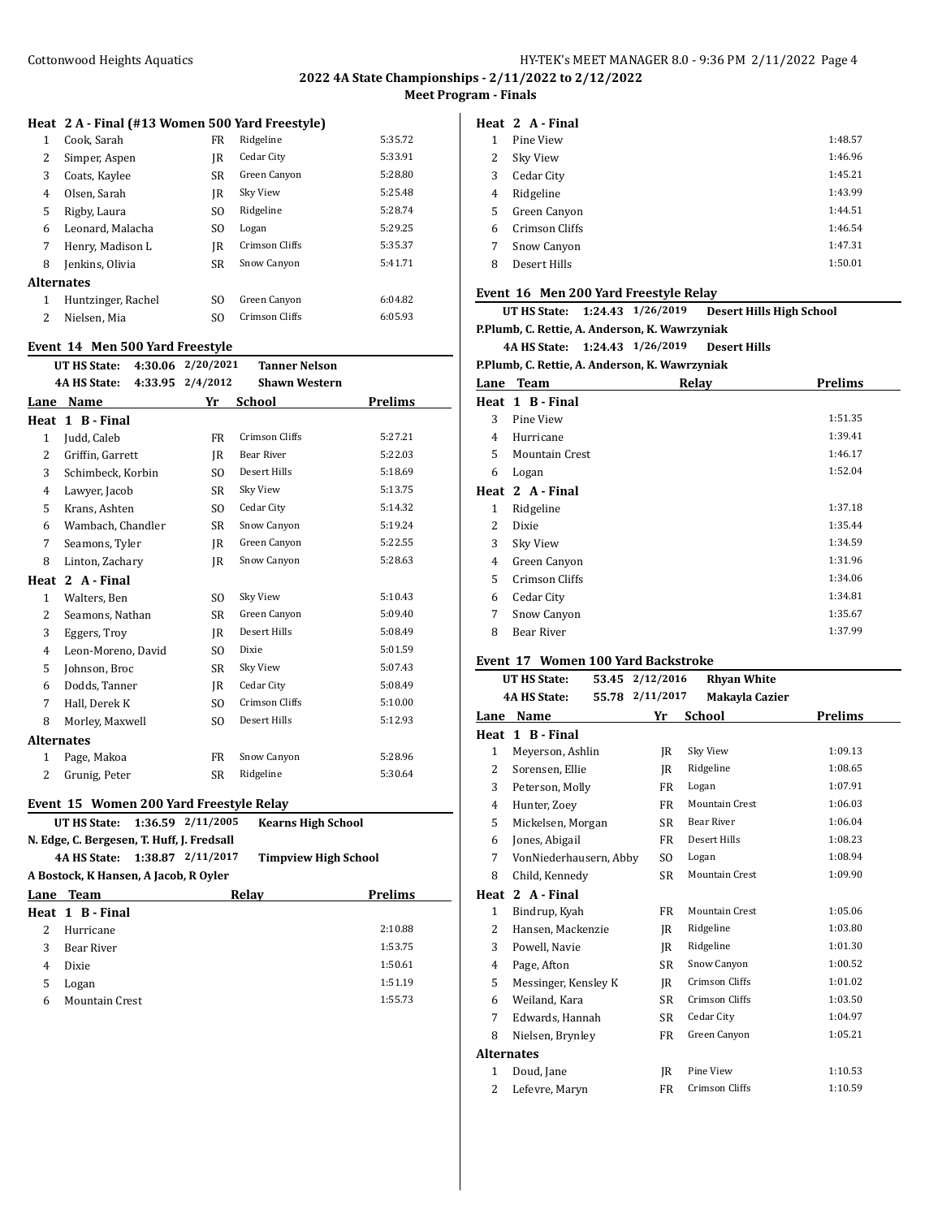### Heat 2 A - Final (#13 Women 500 Yard Freestyle)

| Lane | Name | Yr | School | Prelims |
|---|---|---|---|---|
| 1 | Cook, Sarah | FR | Ridgeline | 5:35.72 |
| 2 | Simper, Aspen | JR | Cedar City | 5:33.91 |
| 3 | Coats, Kaylee | SR | Green Canyon | 5:28.80 |
| 4 | Olsen, Sarah | JR | Sky View | 5:25.48 |
| 5 | Rigby, Laura | SO | Ridgeline | 5:28.74 |
| 6 | Leonard, Malacha | SO | Logan | 5:29.25 |
| 7 | Henry, Madison L | JR | Crimson Cliffs | 5:35.37 |
| 8 | Jenkins, Olivia | SR | Snow Canyon | 5:41.71 |
| **Alternates** | | | | |
| 1 | Huntzinger, Rachel | SO | Green Canyon | 6:04.82 |
| 2 | Nielsen, Mia | SO | Crimson Cliffs | 6:05.93 |

## Event 14 Men 500 Yard Freestyle

UT HS State: 4:30.06 2/20/2021 Tanner Nelson
4A HS State: 4:33.95 2/4/2012 Shawn Western

| Lane | Name | Yr | School | Prelims |
|---|---|---|---|---|
| **Heat 1 B - Final** | | | | |
| 1 | Judd, Caleb | FR | Crimson Cliffs | 5:27.21 |
| 2 | Griffin, Garrett | JR | Bear River | 5:22.03 |
| 3 | Schimbeck, Korbin | SO | Desert Hills | 5:18.69 |
| 4 | Lawyer, Jacob | SR | Sky View | 5:13.75 |
| 5 | Krans, Ashten | SO | Cedar City | 5:14.32 |
| 6 | Wambach, Chandler | SR | Snow Canyon | 5:19.24 |
| 7 | Seamons, Tyler | JR | Green Canyon | 5:22.55 |
| 8 | Linton, Zachary | JR | Snow Canyon | 5:28.63 |
| **Heat 2 A - Final** | | | | |
| 1 | Walters, Ben | SO | Sky View | 5:10.43 |
| 2 | Seamons, Nathan | SR | Green Canyon | 5:09.40 |
| 3 | Eggers, Troy | JR | Desert Hills | 5:08.49 |
| 4 | Leon-Moreno, David | SO | Dixie | 5:01.59 |
| 5 | Johnson, Broc | SR | Sky View | 5:07.43 |
| 6 | Dodds, Tanner | JR | Cedar City | 5:08.49 |
| 7 | Hall, Derek K | SO | Crimson Cliffs | 5:10.00 |
| 8 | Morley, Maxwell | SO | Desert Hills | 5:12.93 |
| **Alternates** | | | | |
| 1 | Page, Makoa | FR | Snow Canyon | 5:28.96 |
| 2 | Grunig, Peter | SR | Ridgeline | 5:30.64 |

## Event 15 Women 200 Yard Freestyle Relay

UT HS State: 1:36.59 2/11/2005 Kearns High School
N. Edge, C. Bergesen, T. Huff, J. Fredsall
4A HS State: 1:38.87 2/11/2017 Timpview High School
A Bostock, K Hansen, A Jacob, R Oyler

| Lane | Team | Relay | Prelims |
|---|---|---|---|
| **Heat 1 B - Final** | | | |
| 2 | Hurricane | | 2:10.88 |
| 3 | Bear River | | 1:53.75 |
| 4 | Dixie | | 1:50.61 |
| 5 | Logan | | 1:51.19 |
| 6 | Mountain Crest | | 1:55.73 |
| **Heat 2 A - Final** | | | |
| 1 | Pine View | | 1:48.57 |
| 2 | Sky View | | 1:46.96 |
| 3 | Cedar City | | 1:45.21 |
| 4 | Ridgeline | | 1:43.99 |
| 5 | Green Canyon | | 1:44.51 |
| 6 | Crimson Cliffs | | 1:46.54 |
| 7 | Snow Canyon | | 1:47.31 |
| 8 | Desert Hills | | 1:50.01 |

## Event 16 Men 200 Yard Freestyle Relay

UT HS State: 1:24.43 1/26/2019 Desert Hills High School
P.Plumb, C. Rettie, A. Anderson, K. Wawrzyniak
4A HS State: 1:24.43 1/26/2019 Desert Hills
P.Plumb, C. Rettie, A. Anderson, K. Wawrzyniak

| Lane | Team | Relay | Prelims |
|---|---|---|---|
| **Heat 1 B - Final** | | | |
| 3 | Pine View | | 1:51.35 |
| 4 | Hurricane | | 1:39.41 |
| 5 | Mountain Crest | | 1:46.17 |
| 6 | Logan | | 1:52.04 |
| **Heat 2 A - Final** | | | |
| 1 | Ridgeline | | 1:37.18 |
| 2 | Dixie | | 1:35.44 |
| 3 | Sky View | | 1:34.59 |
| 4 | Green Canyon | | 1:31.96 |
| 5 | Crimson Cliffs | | 1:34.06 |
| 6 | Cedar City | | 1:34.81 |
| 7 | Snow Canyon | | 1:35.67 |
| 8 | Bear River | | 1:37.99 |

## Event 17 Women 100 Yard Backstroke

UT HS State: 53.45 2/12/2016 Rhyan White
4A HS State: 55.78 2/11/2017 Makayla Cazier

| Lane | Name | Yr | School | Prelims |
|---|---|---|---|---|
| **Heat 1 B - Final** | | | | |
| 1 | Meyerson, Ashlin | JR | Sky View | 1:09.13 |
| 2 | Sorensen, Ellie | JR | Ridgeline | 1:08.65 |
| 3 | Peterson, Molly | FR | Logan | 1:07.91 |
| 4 | Hunter, Zoey | FR | Mountain Crest | 1:06.03 |
| 5 | Mickelsen, Morgan | SR | Bear River | 1:06.04 |
| 6 | Jones, Abigail | FR | Desert Hills | 1:08.23 |
| 7 | VonNiederhausern, Abby | SO | Logan | 1:08.94 |
| 8 | Child, Kennedy | SR | Mountain Crest | 1:09.90 |
| **Heat 2 A - Final** | | | | |
| 1 | Bindrup, Kyah | FR | Mountain Crest | 1:05.06 |
| 2 | Hansen, Mackenzie | JR | Ridgeline | 1:03.80 |
| 3 | Powell, Navie | JR | Ridgeline | 1:01.30 |
| 4 | Page, Afton | SR | Snow Canyon | 1:00.52 |
| 5 | Messinger, Kensley K | JR | Crimson Cliffs | 1:01.02 |
| 6 | Weiland, Kara | SR | Crimson Cliffs | 1:03.50 |
| 7 | Edwards, Hannah | SR | Cedar City | 1:04.97 |
| 8 | Nielsen, Brynley | FR | Green Canyon | 1:05.21 |
| **Alternates** | | | | |
| 1 | Doud, Jane | JR | Pine View | 1:10.53 |
| 2 | Lefevre, Maryn | FR | Crimson Cliffs | 1:10.59 |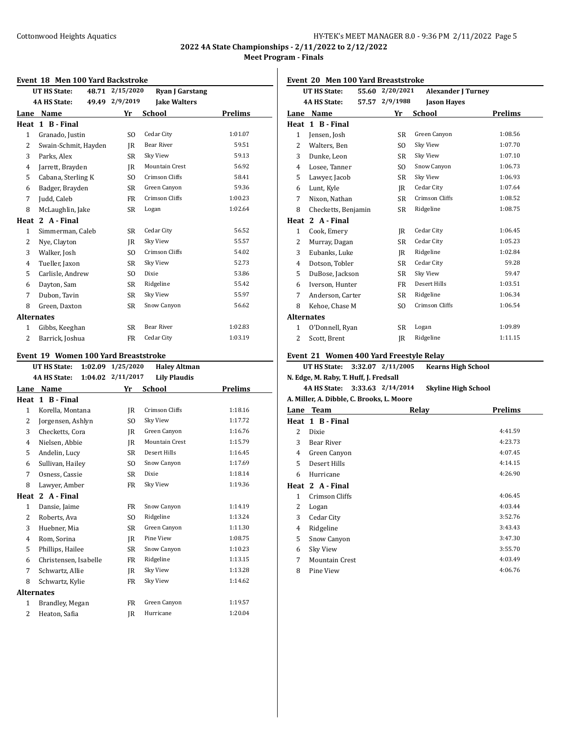## 2022 4A State Championships - 2/11/2022 to 2/12/2022

### Meet Program - Finals

### Event 18 Men 100 Yard Backstroke

| | | | |
|---|---|---|---|
| UT HS State: | 48.71 | 2/15/2020 | Ryan J Garstang |
| 4A HS State: | 49.49 | 2/9/2019 | Jake Walters |

| Lane | Name | Yr | School | Prelims |
|---|---|---|---|---|
| **Heat 1 B - Final** | | | | |
| 1 | Granado, Justin | SO | Cedar City | 1:01.07 |
| 2 | Swain-Schmit, Hayden | JR | Bear River | 59.51 |
| 3 | Parks, Alex | SR | Sky View | 59.13 |
| 4 | Jarrett, Brayden | JR | Mountain Crest | 56.92 |
| 5 | Cabana, Sterling K | SO | Crimson Cliffs | 58.41 |
| 6 | Badger, Brayden | SR | Green Canyon | 59.36 |
| 7 | Judd, Caleb | FR | Crimson Cliffs | 1:00.23 |
| 8 | McLaughlin, Jake | SR | Logan | 1:02.64 |
| **Heat 2 A - Final** | | | | |
| 1 | Simmerman, Caleb | SR | Cedar City | 56.52 |
| 2 | Nye, Clayton | JR | Sky View | 55.57 |
| 3 | Walker, Josh | SO | Crimson Cliffs | 54.02 |
| 4 | Tueller, Jaxon | SR | Sky View | 52.73 |
| 5 | Carlisle, Andrew | SO | Dixie | 53.86 |
| 6 | Dayton, Sam | SR | Ridgeline | 55.42 |
| 7 | Dubon, Tavin | SR | Sky View | 55.97 |
| 8 | Green, Daxton | SR | Snow Canyon | 56.62 |
| **Alternates** | | | | |
| 1 | Gibbs, Keeghan | SR | Bear River | 1:02.83 |
| 2 | Barrick, Joshua | FR | Cedar City | 1:03.19 |

### Event 19 Women 100 Yard Breaststroke

| | | | |
|---|---|---|---|
| UT HS State: | 1:02.09 | 1/25/2020 | Haley Altman |
| 4A HS State: | 1:04.02 | 2/11/2017 | Lily Plaudis |

| Lane | Name | Yr | School | Prelims |
|---|---|---|---|---|
| **Heat 1 B - Final** | | | | |
| 1 | Korella, Montana | JR | Crimson Cliffs | 1:18.16 |
| 2 | Jorgensen, Ashlyn | SO | Sky View | 1:17.72 |
| 3 | Checketts, Cora | JR | Green Canyon | 1:16.76 |
| 4 | Nielsen, Abbie | JR | Mountain Crest | 1:15.79 |
| 5 | Andelin, Lucy | SR | Desert Hills | 1:16.45 |
| 6 | Sullivan, Hailey | SO | Snow Canyon | 1:17.69 |
| 7 | Osness, Cassie | SR | Dixie | 1:18.14 |
| 8 | Lawyer, Amber | FR | Sky View | 1:19.36 |
| **Heat 2 A - Final** | | | | |
| 1 | Dansie, Jaime | FR | Snow Canyon | 1:14.19 |
| 2 | Roberts, Ava | SO | Ridgeline | 1:13.24 |
| 3 | Huebner, Mia | SR | Green Canyon | 1:11.30 |
| 4 | Rom, Sorina | JR | Pine View | 1:08.75 |
| 5 | Phillips, Hailee | SR | Snow Canyon | 1:10.23 |
| 6 | Christensen, Isabelle | FR | Ridgeline | 1:13.15 |
| 7 | Schwartz, Allie | JR | Sky View | 1:13.28 |
| 8 | Schwartz, Kylie | FR | Sky View | 1:14.62 |
| **Alternates** | | | | |
| 1 | Brandley, Megan | FR | Green Canyon | 1:19.57 |
| 2 | Heaton, Safia | JR | Hurricane | 1:20.04 |

### Event 20 Men 100 Yard Breaststroke

| | | | |
|---|---|---|---|
| UT HS State: | 55.60 | 2/20/2021 | Alexander J Turney |
| 4A HS State: | 57.57 | 2/9/1988 | Jason Hayes |

| Lane | Name | Yr | School | Prelims |
|---|---|---|---|---|
| **Heat 1 B - Final** | | | | |
| 1 | Jensen, Josh | SR | Green Canyon | 1:08.56 |
| 2 | Walters, Ben | SO | Sky View | 1:07.70 |
| 3 | Dunke, Leon | SR | Sky View | 1:07.10 |
| 4 | Losee, Tanner | SO | Snow Canyon | 1:06.73 |
| 5 | Lawyer, Jacob | SR | Sky View | 1:06.93 |
| 6 | Lunt, Kyle | JR | Cedar City | 1:07.64 |
| 7 | Nixon, Nathan | SR | Crimson Cliffs | 1:08.52 |
| 8 | Checketts, Benjamin | SR | Ridgeline | 1:08.75 |
| **Heat 2 A - Final** | | | | |
| 1 | Cook, Emery | JR | Cedar City | 1:06.45 |
| 2 | Murray, Dagan | SR | Cedar City | 1:05.23 |
| 3 | Eubanks, Luke | JR | Ridgeline | 1:02.84 |
| 4 | Dotson, Tobler | SR | Cedar City | 59.28 |
| 5 | DuBose, Jackson | SR | Sky View | 59.47 |
| 6 | Iverson, Hunter | FR | Desert Hills | 1:03.51 |
| 7 | Anderson, Carter | SR | Ridgeline | 1:06.34 |
| 8 | Kehoe, Chase M | SO | Crimson Cliffs | 1:06.54 |
| **Alternates** | | | | |
| 1 | O'Donnell, Ryan | SR | Logan | 1:09.89 |
| 2 | Scott, Brent | JR | Ridgeline | 1:11.15 |

### Event 21 Women 400 Yard Freestyle Relay

| | | | |
|---|---|---|---|
| UT HS State: | 3:32.07 | 2/11/2005 | Kearns High School |
| N. Edge, M. Raby, T. Huff, J. Fredsall | | | |
| 4A HS State: | 3:33.63 | 2/14/2014 | Skyline High School |
| A. Miller, A. Dibble, C. Brooks, L. Moore | | | |

| Lane | Team | Relay | Prelims |
|---|---|---|---|
| **Heat 1 B - Final** | | | |
| 2 | Dixie | | 4:41.59 |
| 3 | Bear River | | 4:23.73 |
| 4 | Green Canyon | | 4:07.45 |
| 5 | Desert Hills | | 4:14.15 |
| 6 | Hurricane | | 4:26.90 |
| **Heat 2 A - Final** | | | |
| 1 | Crimson Cliffs | | 4:06.45 |
| 2 | Logan | | 4:03.44 |
| 3 | Cedar City | | 3:52.76 |
| 4 | Ridgeline | | 3:43.43 |
| 5 | Snow Canyon | | 3:47.30 |
| 6 | Sky View | | 3:55.70 |
| 7 | Mountain Crest | | 4:03.49 |
| 8 | Pine View | | 4:06.76 |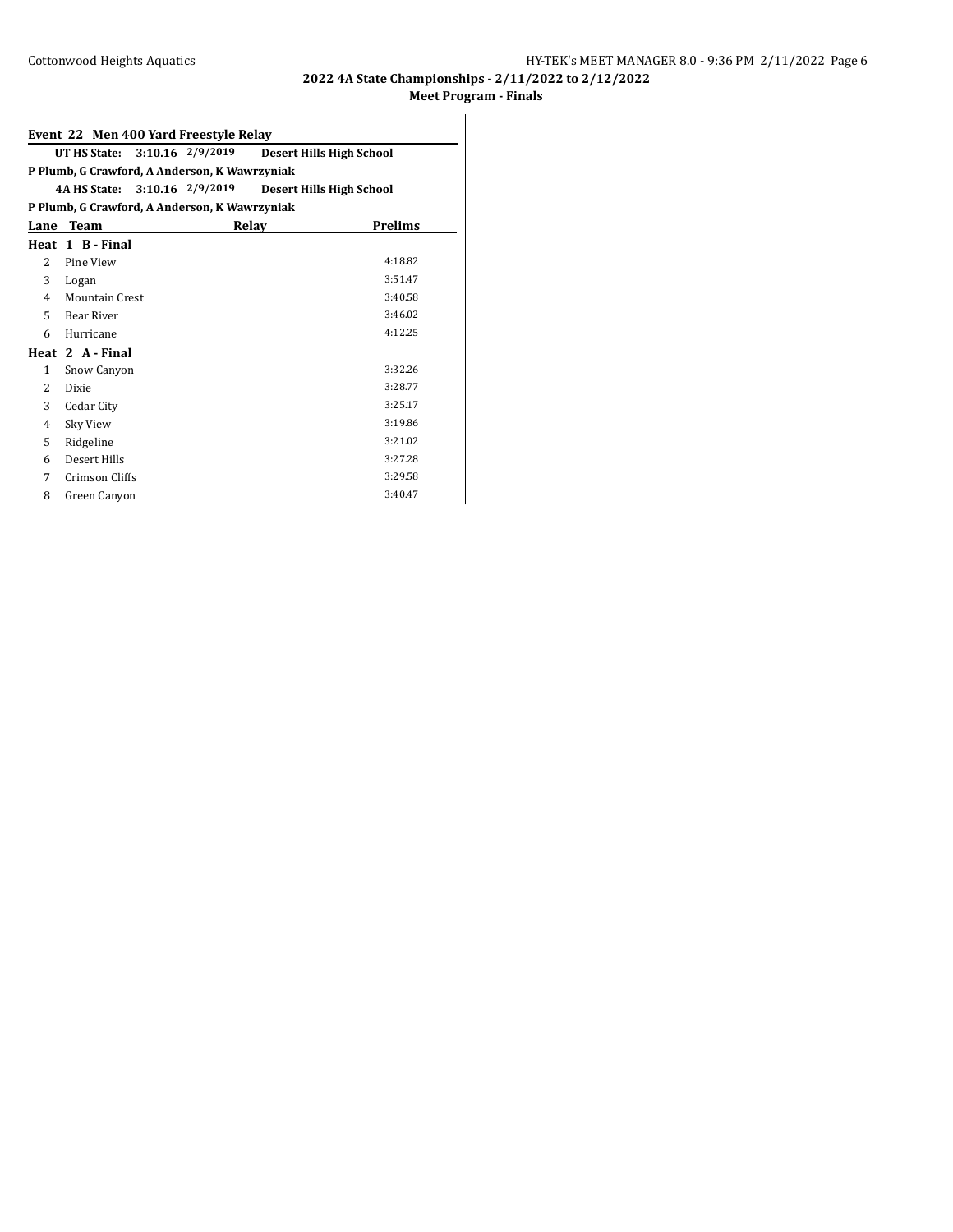**2022 4A State Championships - 2/11/2022 to 2/12/2022**

**Meet Program - Finals**

### Event 22 Men 400 Yard Freestyle Relay

**UT HS State: 3:10.16 2/9/2019 Desert Hills High School**

**P Plumb, G Crawford, A Anderson, K Wawrzyniak**

**4A HS State: 3:10.16 2/9/2019 Desert Hills High School**

**P Plumb, G Crawford, A Anderson, K Wawrzyniak**

| Lane | Team | Relay | Prelims |
|---|---|---|---|
| **Heat 1 B - Final** | | | |
| 2 | Pine View | | 4:18.82 |
| 3 | Logan | | 3:51.47 |
| 4 | Mountain Crest | | 3:40.58 |
| 5 | Bear River | | 3:46.02 |
| 6 | Hurricane | | 4:12.25 |
| **Heat 2 A - Final** | | | |
| 1 | Snow Canyon | | 3:32.26 |
| 2 | Dixie | | 3:28.77 |
| 3 | Cedar City | | 3:25.17 |
| 4 | Sky View | | 3:19.86 |
| 5 | Ridgeline | | 3:21.02 |
| 6 | Desert Hills | | 3:27.28 |
| 7 | Crimson Cliffs | | 3:29.58 |
| 8 | Green Canyon | | 3:40.47 |